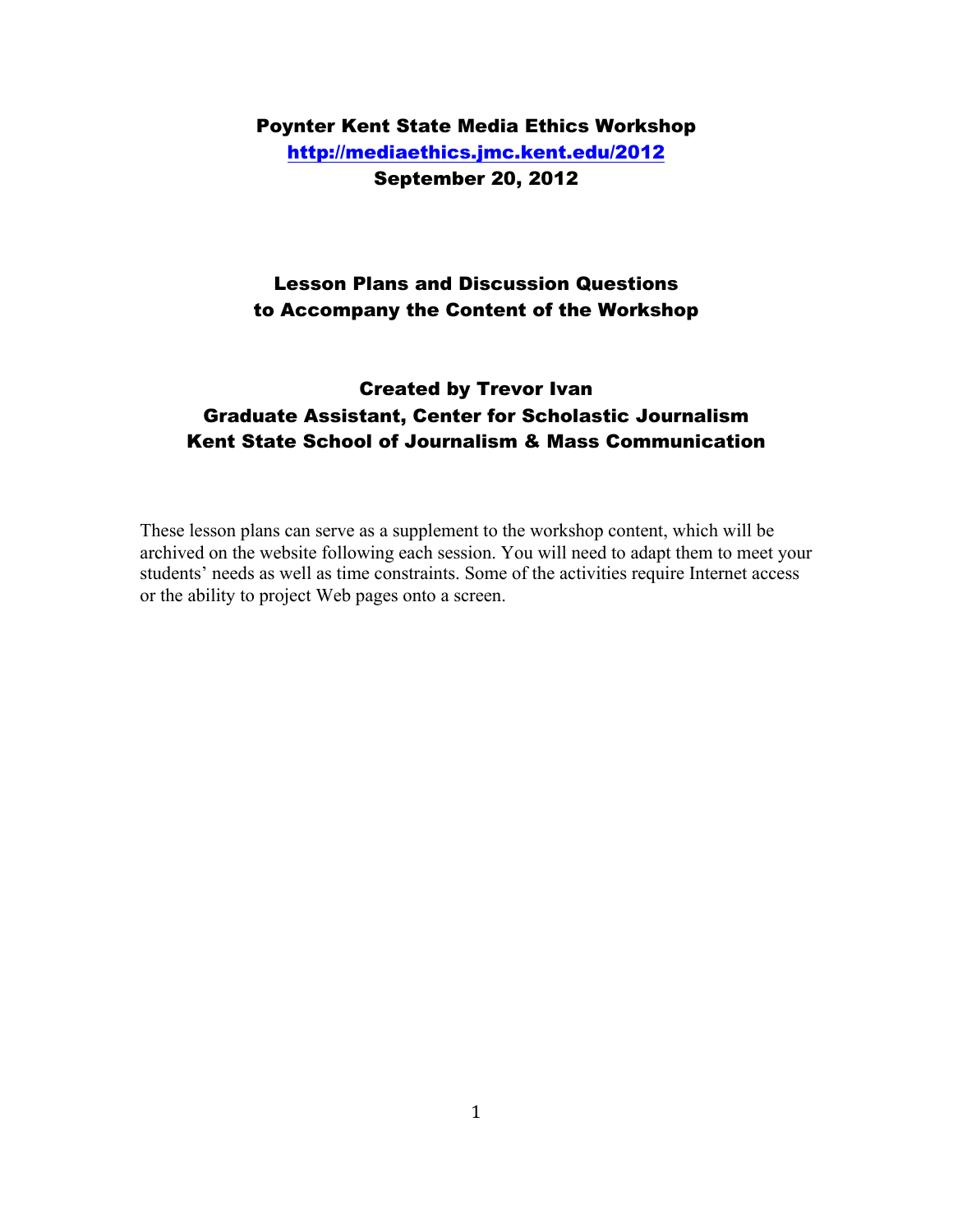# Poynter Kent State Media Ethics Workshop

**[http://mediaethics.jmc.kent.edu/2012](http://mediaethics.jmc.kent.edu/2012)**

**September 20, 2012**

## Lesson Plans and Discussion Questions to Accompany the Content of the Workshop

### Created by Trevor Ivan
### Graduate Assistant, Center for Scholastic Journalism
### Kent State School of Journalism & Mass Communication

These lesson plans can serve as a supplement to the workshop content, which will be archived on the website following each session. You will need to adapt them to meet your students' needs as well as time constraints. Some of the activities require Internet access or the ability to project Web pages onto a screen.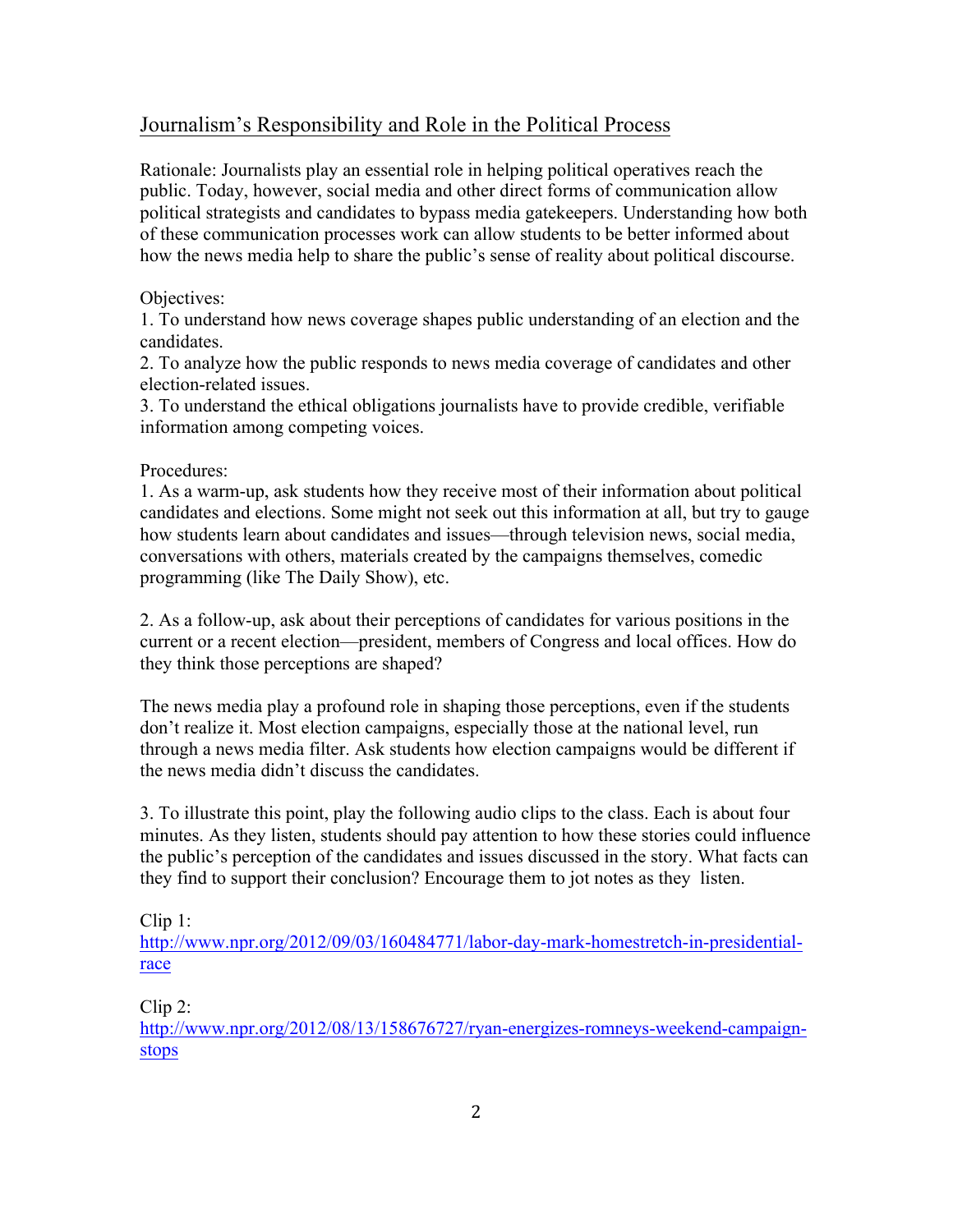## Journalism's Responsibility and Role in the Political Process

Rationale: Journalists play an essential role in helping political operatives reach the public. Today, however, social media and other direct forms of communication allow political strategists and candidates to bypass media gatekeepers. Understanding how both of these communication processes work can allow students to be better informed about how the news media help to share the public's sense of reality about political discourse.

Objectives:

1. To understand how news coverage shapes public understanding of an election and the candidates.
2. To analyze how the public responds to news media coverage of candidates and other election-related issues.
3. To understand the ethical obligations journalists have to provide credible, verifiable information among competing voices.

Procedures:

1. As a warm-up, ask students how they receive most of their information about political candidates and elections. Some might not seek out this information at all, but try to gauge how students learn about candidates and issues—through television news, social media, conversations with others, materials created by the campaigns themselves, comedic programming (like The Daily Show), etc.

2. As a follow-up, ask about their perceptions of candidates for various positions in the current or a recent election—president, members of Congress and local offices. How do they think those perceptions are shaped?

The news media play a profound role in shaping those perceptions, even if the students don't realize it. Most election campaigns, especially those at the national level, run through a news media filter. Ask students how election campaigns would be different if the news media didn't discuss the candidates.

3. To illustrate this point, play the following audio clips to the class. Each is about four minutes. As they listen, students should pay attention to how these stories could influence the public's perception of the candidates and issues discussed in the story. What facts can they find to support their conclusion? Encourage them to jot notes as they listen.

Clip 1:
[http://www.npr.org/2012/09/03/160484771/labor-day-mark-homestretch-in-presidential-race](http://www.npr.org/2012/09/03/160484771/labor-day-mark-homestretch-in-presidential-race)

Clip 2:
[http://www.npr.org/2012/08/13/158676727/ryan-energizes-romneys-weekend-campaign-stops](http://www.npr.org/2012/08/13/158676727/ryan-energizes-romneys-weekend-campaign-stops)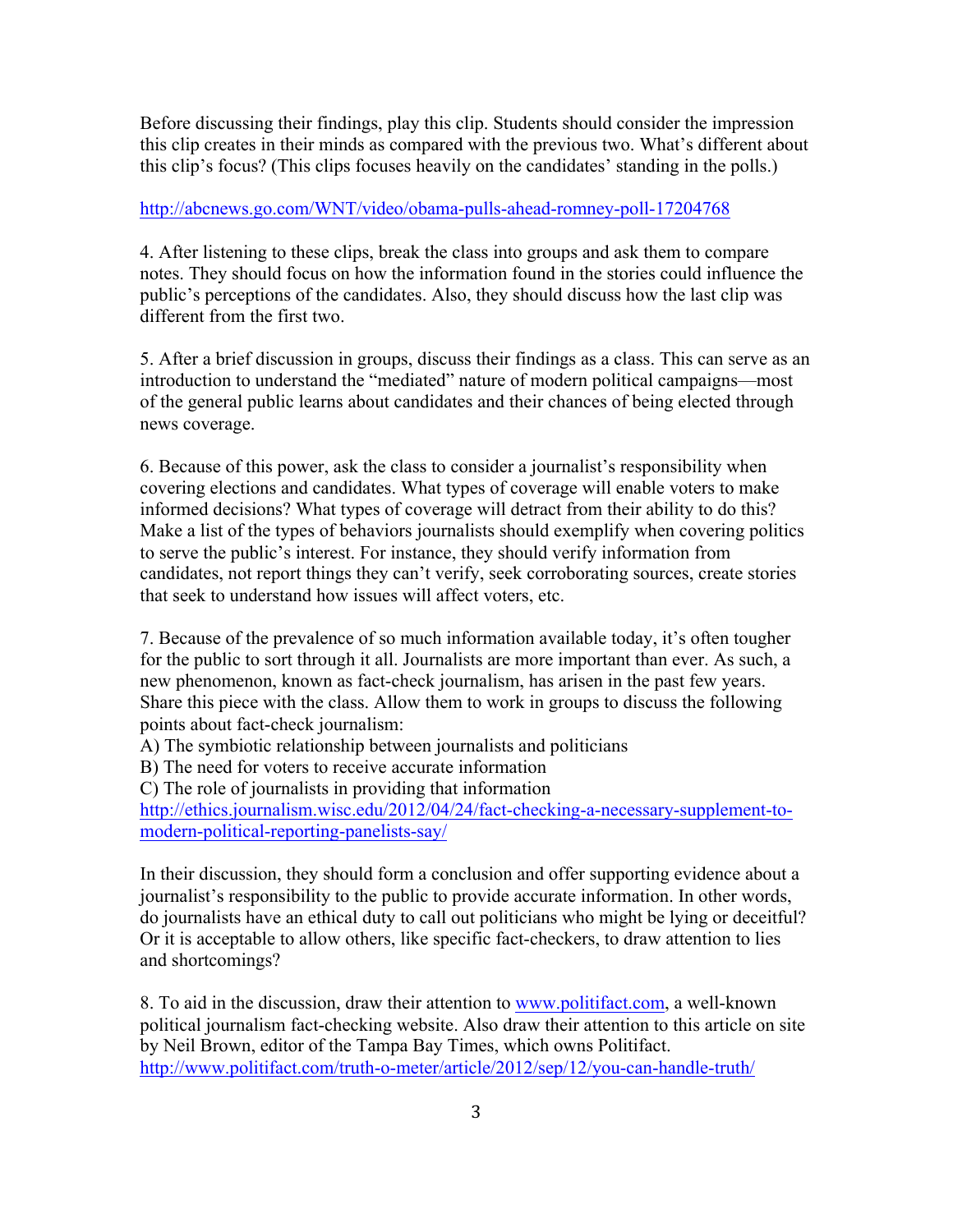Before discussing their findings, play this clip. Students should consider the impression this clip creates in their minds as compared with the previous two. What's different about this clip's focus? (This clips focuses heavily on the candidates' standing in the polls.)

http://abcnews.go.com/WNT/video/obama-pulls-ahead-romney-poll-17204768

4. After listening to these clips, break the class into groups and ask them to compare notes. They should focus on how the information found in the stories could influence the public's perceptions of the candidates. Also, they should discuss how the last clip was different from the first two.

5. After a brief discussion in groups, discuss their findings as a class. This can serve as an introduction to understand the "mediated" nature of modern political campaigns—most of the general public learns about candidates and their chances of being elected through news coverage.

6. Because of this power, ask the class to consider a journalist's responsibility when covering elections and candidates. What types of coverage will enable voters to make informed decisions? What types of coverage will detract from their ability to do this? Make a list of the types of behaviors journalists should exemplify when covering politics to serve the public's interest. For instance, they should verify information from candidates, not report things they can't verify, seek corroborating sources, create stories that seek to understand how issues will affect voters, etc.

7. Because of the prevalence of so much information available today, it's often tougher for the public to sort through it all. Journalists are more important than ever. As such, a new phenomenon, known as fact-check journalism, has arisen in the past few years. Share this piece with the class. Allow them to work in groups to discuss the following points about fact-check journalism:
A) The symbiotic relationship between journalists and politicians
B) The need for voters to receive accurate information
C) The role of journalists in providing that information
http://ethics.journalism.wisc.edu/2012/04/24/fact-checking-a-necessary-supplement-to-modern-political-reporting-panelists-say/

In their discussion, they should form a conclusion and offer supporting evidence about a journalist's responsibility to the public to provide accurate information. In other words, do journalists have an ethical duty to call out politicians who might be lying or deceitful? Or it is acceptable to allow others, like specific fact-checkers, to draw attention to lies and shortcomings?

8. To aid in the discussion, draw their attention to www.politifact.com, a well-known political journalism fact-checking website. Also draw their attention to this article on site by Neil Brown, editor of the Tampa Bay Times, which owns Politifact.
http://www.politifact.com/truth-o-meter/article/2012/sep/12/you-can-handle-truth/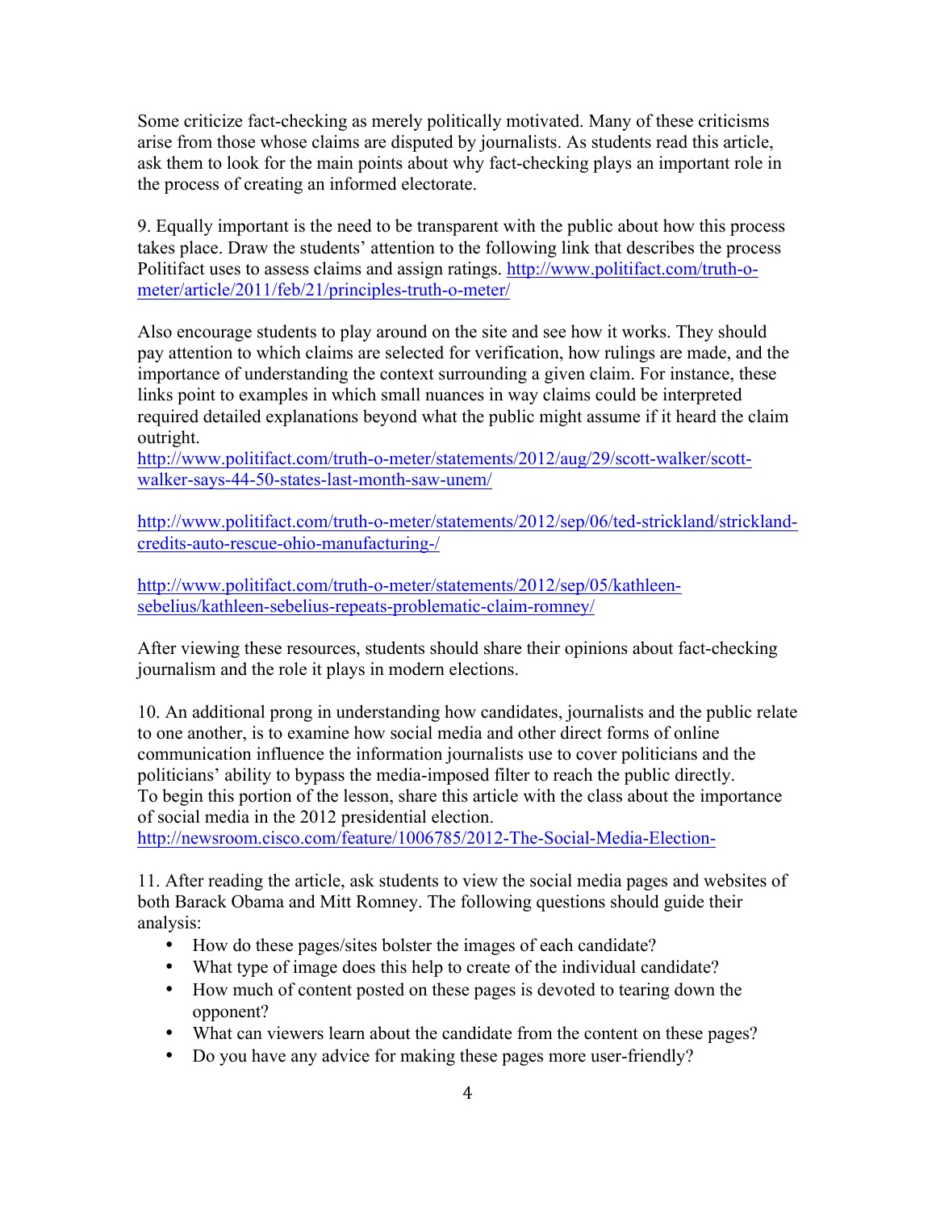Some criticize fact-checking as merely politically motivated. Many of these criticisms arise from those whose claims are disputed by journalists. As students read this article, ask them to look for the main points about why fact-checking plays an important role in the process of creating an informed electorate.

9. Equally important is the need to be transparent with the public about how this process takes place. Draw the students' attention to the following link that describes the process Politifact uses to assess claims and assign ratings. http://www.politifact.com/truth-o-meter/article/2011/feb/21/principles-truth-o-meter/

Also encourage students to play around on the site and see how it works. They should pay attention to which claims are selected for verification, how rulings are made, and the importance of understanding the context surrounding a given claim. For instance, these links point to examples in which small nuances in way claims could be interpreted required detailed explanations beyond what the public might assume if it heard the claim outright.
http://www.politifact.com/truth-o-meter/statements/2012/aug/29/scott-walker/scott-walker-says-44-50-states-last-month-saw-unem/

http://www.politifact.com/truth-o-meter/statements/2012/sep/06/ted-strickland/strickland-credits-auto-rescue-ohio-manufacturing-/

http://www.politifact.com/truth-o-meter/statements/2012/sep/05/kathleen-sebelius/kathleen-sebelius-repeats-problematic-claim-romney/

After viewing these resources, students should share their opinions about fact-checking journalism and the role it plays in modern elections.

10. An additional prong in understanding how candidates, journalists and the public relate to one another, is to examine how social media and other direct forms of online communication influence the information journalists use to cover politicians and the politicians' ability to bypass the media-imposed filter to reach the public directly. To begin this portion of the lesson, share this article with the class about the importance of social media in the 2012 presidential election.
http://newsroom.cisco.com/feature/1006785/2012-The-Social-Media-Election-

11. After reading the article, ask students to view the social media pages and websites of both Barack Obama and Mitt Romney. The following questions should guide their analysis:

- How do these pages/sites bolster the images of each candidate?
- What type of image does this help to create of the individual candidate?
- How much of content posted on these pages is devoted to tearing down the opponent?
- What can viewers learn about the candidate from the content on these pages?
- Do you have any advice for making these pages more user-friendly?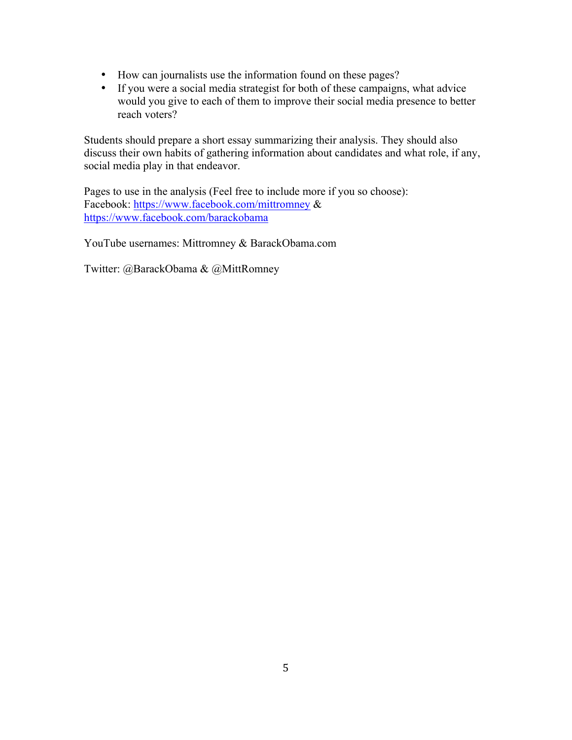- How can journalists use the information found on these pages?
- If you were a social media strategist for both of these campaigns, what advice would you give to each of them to improve their social media presence to better reach voters?

Students should prepare a short essay summarizing their analysis. They should also discuss their own habits of gathering information about candidates and what role, if any, social media play in that endeavor.

Pages to use in the analysis (Feel free to include more if you so choose):
Facebook: https://www.facebook.com/mittromney &
https://www.facebook.com/barackobama

YouTube usernames: Mittromney & BarackObama.com

Twitter: @BarackObama & @MittRomney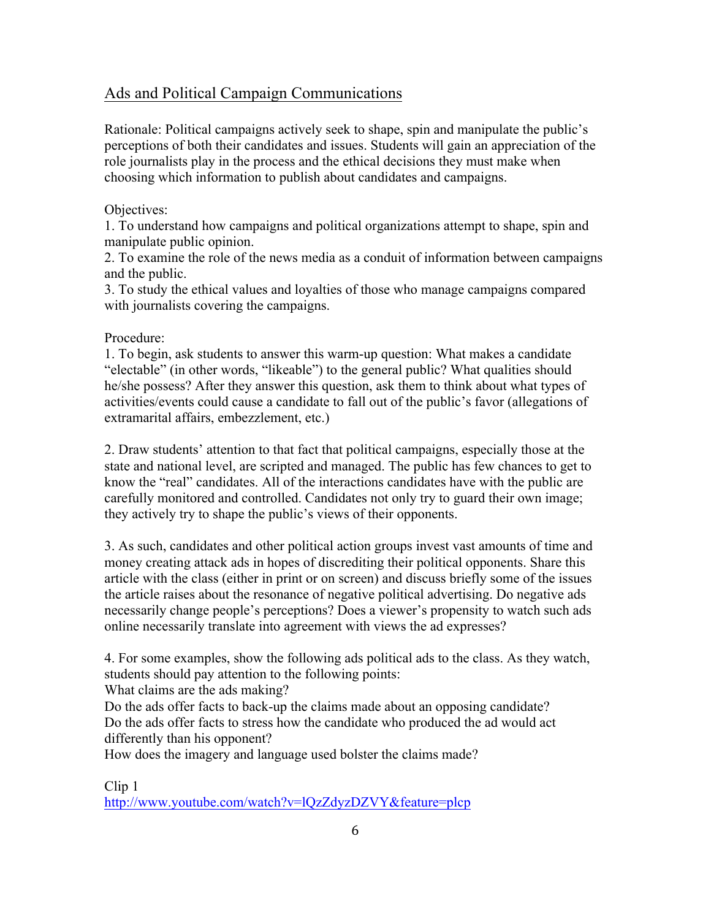## Ads and Political Campaign Communications

Rationale: Political campaigns actively seek to shape, spin and manipulate the public's perceptions of both their candidates and issues. Students will gain an appreciation of the role journalists play in the process and the ethical decisions they must make when choosing which information to publish about candidates and campaigns.

Objectives:

1. To understand how campaigns and political organizations attempt to shape, spin and manipulate public opinion.
2. To examine the role of the news media as a conduit of information between campaigns and the public.
3. To study the ethical values and loyalties of those who manage campaigns compared with journalists covering the campaigns.

Procedure:

1. To begin, ask students to answer this warm-up question: What makes a candidate "electable" (in other words, "likeable") to the general public? What qualities should he/she possess? After they answer this question, ask them to think about what types of activities/events could cause a candidate to fall out of the public's favor (allegations of extramarital affairs, embezzlement, etc.)

2. Draw students' attention to that fact that political campaigns, especially those at the state and national level, are scripted and managed. The public has few chances to get to know the "real" candidates. All of the interactions candidates have with the public are carefully monitored and controlled. Candidates not only try to guard their own image; they actively try to shape the public's views of their opponents.

3. As such, candidates and other political action groups invest vast amounts of time and money creating attack ads in hopes of discrediting their political opponents. Share this article with the class (either in print or on screen) and discuss briefly some of the issues the article raises about the resonance of negative political advertising. Do negative ads necessarily change people's perceptions? Does a viewer's propensity to watch such ads online necessarily translate into agreement with views the ad expresses?

4. For some examples, show the following ads political ads to the class. As they watch, students should pay attention to the following points:

What claims are the ads making?

Do the ads offer facts to back-up the claims made about an opposing candidate?

Do the ads offer facts to stress how the candidate who produced the ad would act differently than his opponent?

How does the imagery and language used bolster the claims made?

Clip 1

http://www.youtube.com/watch?v=lQzZdyzDZVY&feature=plcp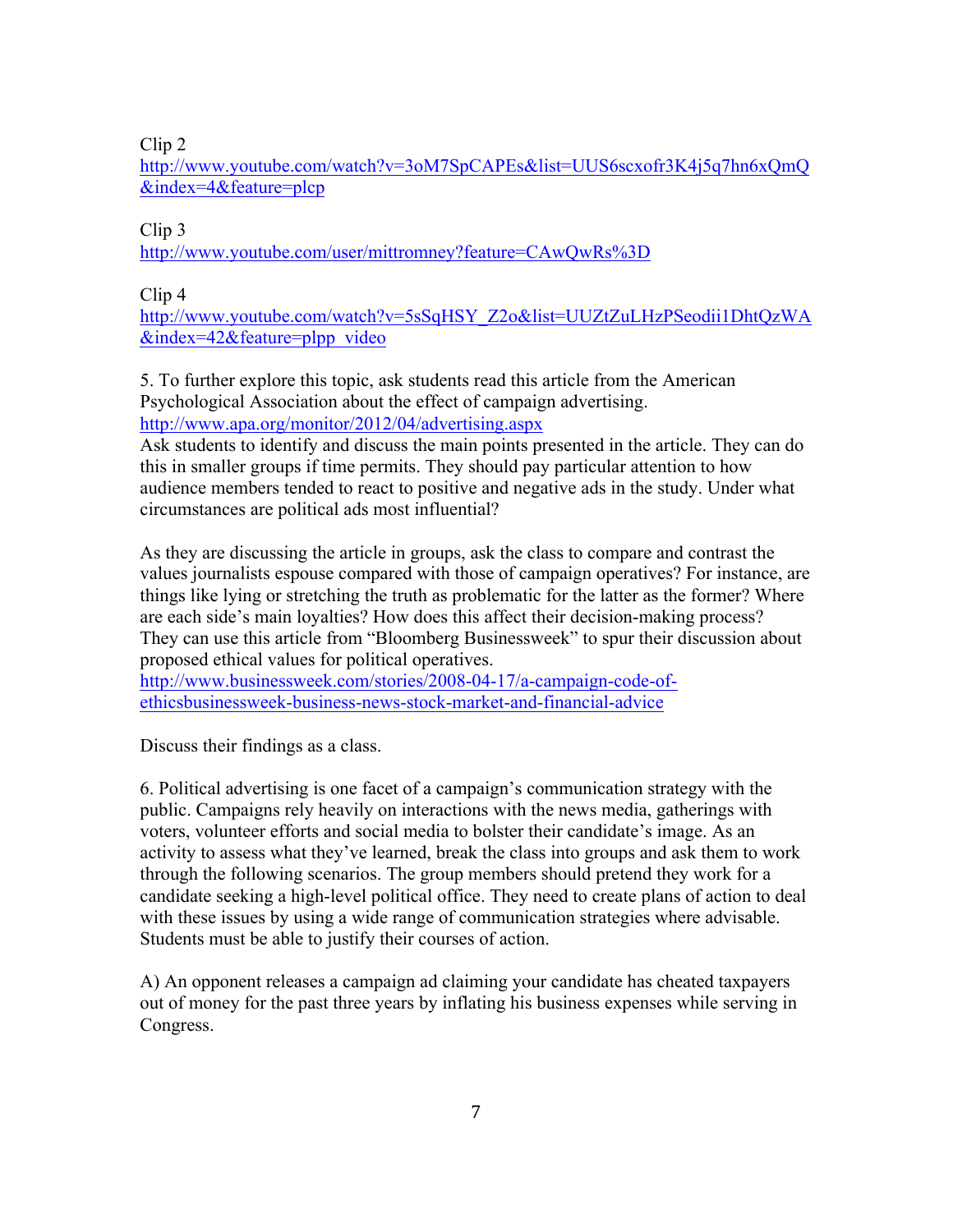Clip 2
http://www.youtube.com/watch?v=3oM7SpCAPEs&list=UUS6scxofr3K4j5q7hn6xQmQ&index=4&feature=plcp

Clip 3
http://www.youtube.com/user/mittromney?feature=CAwQwRs%3D

Clip 4
http://www.youtube.com/watch?v=5sSqHSY_Z2o&list=UUZtZuLHzPSeodii1DhtQzWA&index=42&feature=plpp_video

5. To further explore this topic, ask students read this article from the American Psychological Association about the effect of campaign advertising.
http://www.apa.org/monitor/2012/04/advertising.aspx
Ask students to identify and discuss the main points presented in the article. They can do this in smaller groups if time permits. They should pay particular attention to how audience members tended to react to positive and negative ads in the study. Under what circumstances are political ads most influential?

As they are discussing the article in groups, ask the class to compare and contrast the values journalists espouse compared with those of campaign operatives? For instance, are things like lying or stretching the truth as problematic for the latter as the former? Where are each side's main loyalties? How does this affect their decision-making process? They can use this article from "Bloomberg Businessweek" to spur their discussion about proposed ethical values for political operatives.
http://www.businessweek.com/stories/2008-04-17/a-campaign-code-of-ethicsbusinessweek-business-news-stock-market-and-financial-advice

Discuss their findings as a class.

6. Political advertising is one facet of a campaign's communication strategy with the public. Campaigns rely heavily on interactions with the news media, gatherings with voters, volunteer efforts and social media to bolster their candidate's image. As an activity to assess what they've learned, break the class into groups and ask them to work through the following scenarios. The group members should pretend they work for a candidate seeking a high-level political office. They need to create plans of action to deal with these issues by using a wide range of communication strategies where advisable. Students must be able to justify their courses of action.

A) An opponent releases a campaign ad claiming your candidate has cheated taxpayers out of money for the past three years by inflating his business expenses while serving in Congress.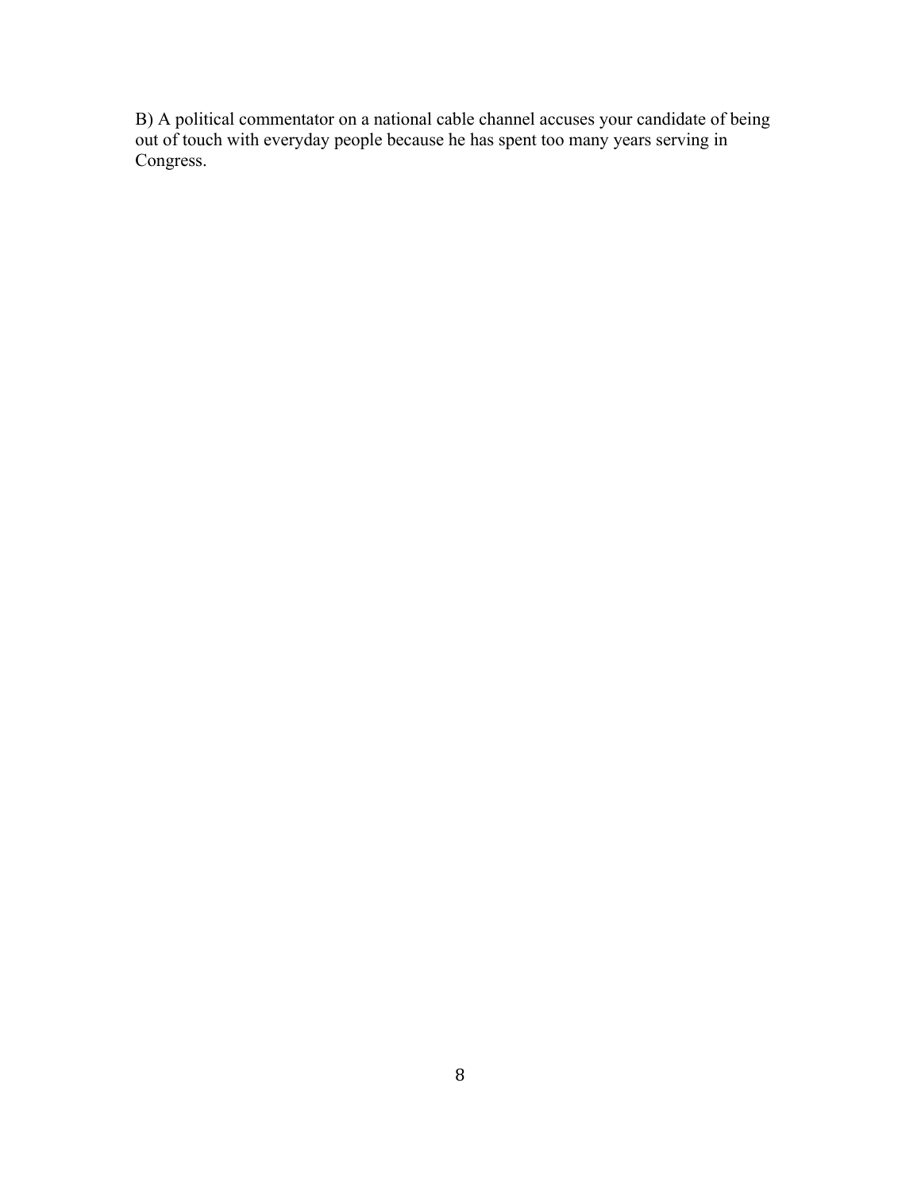B) A political commentator on a national cable channel accuses your candidate of being out of touch with everyday people because he has spent too many years serving in Congress.